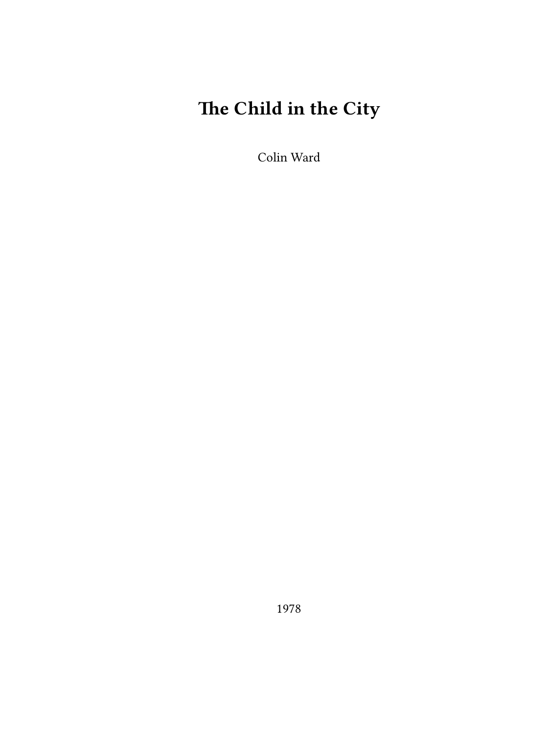# The Child in the City

Colin Ward

1978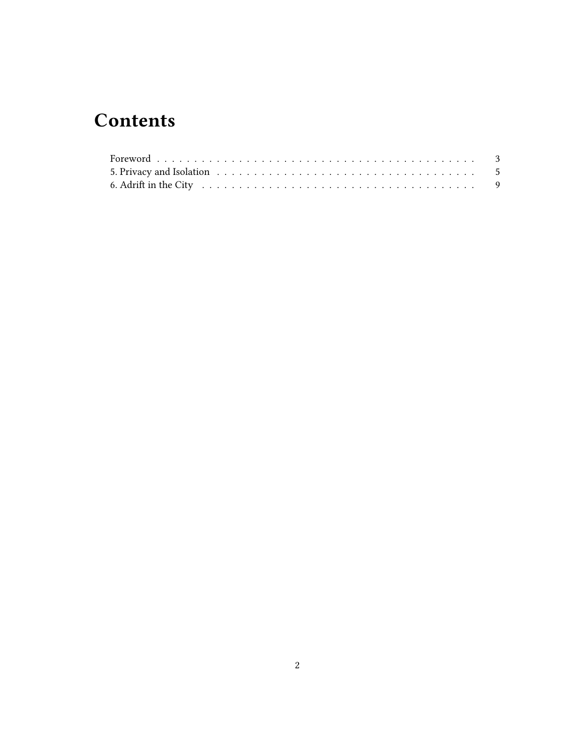# Contents

- Foreword . . . . . . . . . . . . . . . . . . . . . . . . . . . . . . . . . . . . . . . . 3
- 5. Privacy and Isolation . . . . . . . . . . . . . . . . . . . . . . . . . . . . . . . . . 5
- 6. Adrift in the City . . . . . . . . . . . . . . . . . . . . . . . . . . . . . . . . . . 9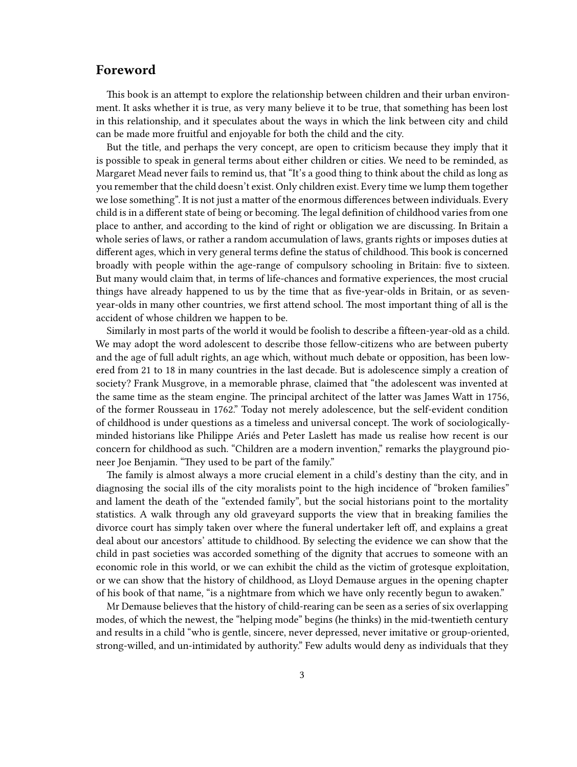## Foreword

This book is an attempt to explore the relationship between children and their urban environment. It asks whether it is true, as very many believe it to be true, that something has been lost in this relationship, and it speculates about the ways in which the link between city and child can be made more fruitful and enjoyable for both the child and the city.

But the title, and perhaps the very concept, are open to criticism because they imply that it is possible to speak in general terms about either children or cities. We need to be reminded, as Margaret Mead never fails to remind us, that "It's a good thing to think about the child as long as you remember that the child doesn't exist. Only children exist. Every time we lump them together we lose something". It is not just a matter of the enormous differences between individuals. Every child is in a different state of being or becoming. The legal definition of childhood varies from one place to anther, and according to the kind of right or obligation we are discussing. In Britain a whole series of laws, or rather a random accumulation of laws, grants rights or imposes duties at different ages, which in very general terms define the status of childhood. This book is concerned broadly with people within the age-range of compulsory schooling in Britain: five to sixteen. But many would claim that, in terms of life-chances and formative experiences, the most crucial things have already happened to us by the time that as five-year-olds in Britain, or as seven-year-olds in many other countries, we first attend school. The most important thing of all is the accident of whose children we happen to be.

Similarly in most parts of the world it would be foolish to describe a fifteen-year-old as a child. We may adopt the word adolescent to describe those fellow-citizens who are between puberty and the age of full adult rights, an age which, without much debate or opposition, has been lowered from 21 to 18 in many countries in the last decade. But is adolescence simply a creation of society? Frank Musgrove, in a memorable phrase, claimed that "the adolescent was invented at the same time as the steam engine. The principal architect of the latter was James Watt in 1756, of the former Rousseau in 1762." Today not merely adolescence, but the self-evident condition of childhood is under questions as a timeless and universal concept. The work of sociologically-minded historians like Philippe Ariés and Peter Laslett has made us realise how recent is our concern for childhood as such. "Children are a modern invention," remarks the playground pioneer Joe Benjamin. "They used to be part of the family."

The family is almost always a more crucial element in a child's destiny than the city, and in diagnosing the social ills of the city moralists point to the high incidence of "broken families" and lament the death of the "extended family", but the social historians point to the mortality statistics. A walk through any old graveyard supports the view that in breaking families the divorce court has simply taken over where the funeral undertaker left off, and explains a great deal about our ancestors' attitude to childhood. By selecting the evidence we can show that the child in past societies was accorded something of the dignity that accrues to someone with an economic role in this world, or we can exhibit the child as the victim of grotesque exploitation, or we can show that the history of childhood, as Lloyd Demause argues in the opening chapter of his book of that name, "is a nightmare from which we have only recently begun to awaken."

Mr Demause believes that the history of child-rearing can be seen as a series of six overlapping modes, of which the newest, the "helping mode" begins (he thinks) in the mid-twentieth century and results in a child "who is gentle, sincere, never depressed, never imitative or group-oriented, strong-willed, and un-intimidated by authority." Few adults would deny as individuals that they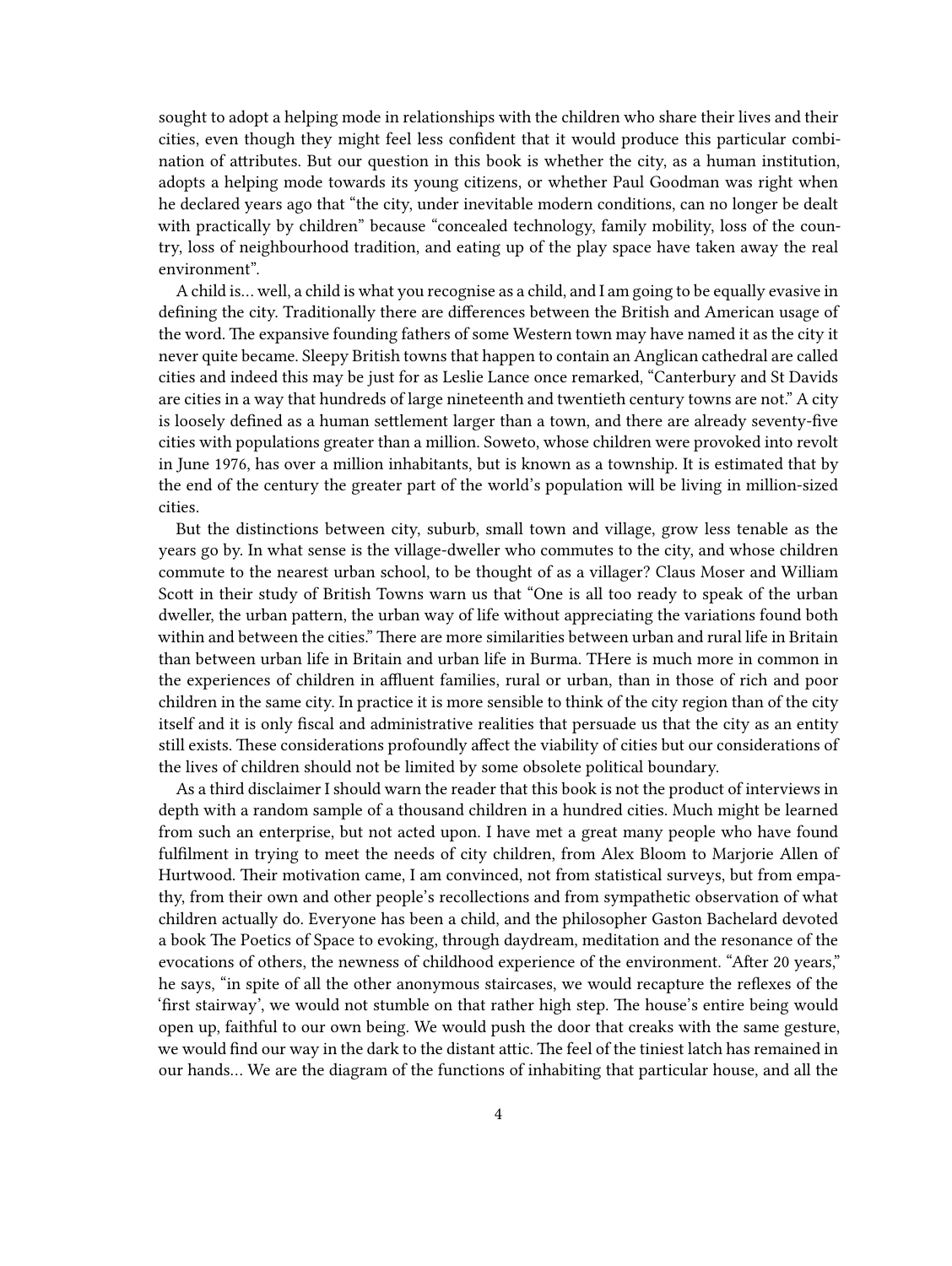sought to adopt a helping mode in relationships with the children who share their lives and their cities, even though they might feel less confident that it would produce this particular combination of attributes. But our question in this book is whether the city, as a human institution, adopts a helping mode towards its young citizens, or whether Paul Goodman was right when he declared years ago that "the city, under inevitable modern conditions, can no longer be dealt with practically by children" because "concealed technology, family mobility, loss of the country, loss of neighbourhood tradition, and eating up of the play space have taken away the real environment".

A child is… well, a child is what you recognise as a child, and I am going to be equally evasive in defining the city. Traditionally there are differences between the British and American usage of the word. The expansive founding fathers of some Western town may have named it as the city it never quite became. Sleepy British towns that happen to contain an Anglican cathedral are called cities and indeed this may be just for as Leslie Lance once remarked, "Canterbury and St Davids are cities in a way that hundreds of large nineteenth and twentieth century towns are not." A city is loosely defined as a human settlement larger than a town, and there are already seventy-five cities with populations greater than a million. Soweto, whose children were provoked into revolt in June 1976, has over a million inhabitants, but is known as a township. It is estimated that by the end of the century the greater part of the world's population will be living in million-sized cities.

But the distinctions between city, suburb, small town and village, grow less tenable as the years go by. In what sense is the village-dweller who commutes to the city, and whose children commute to the nearest urban school, to be thought of as a villager? Claus Moser and William Scott in their study of British Towns warn us that "One is all too ready to speak of the urban dweller, the urban pattern, the urban way of life without appreciating the variations found both within and between the cities." There are more similarities between urban and rural life in Britain than between urban life in Britain and urban life in Burma. THere is much more in common in the experiences of children in affluent families, rural or urban, than in those of rich and poor children in the same city. In practice it is more sensible to think of the city region than of the city itself and it is only fiscal and administrative realities that persuade us that the city as an entity still exists. These considerations profoundly affect the viability of cities but our considerations of the lives of children should not be limited by some obsolete political boundary.

As a third disclaimer I should warn the reader that this book is not the product of interviews in depth with a random sample of a thousand children in a hundred cities. Much might be learned from such an enterprise, but not acted upon. I have met a great many people who have found fulfilment in trying to meet the needs of city children, from Alex Bloom to Marjorie Allen of Hurtwood. Their motivation came, I am convinced, not from statistical surveys, but from empathy, from their own and other people's recollections and from sympathetic observation of what children actually do. Everyone has been a child, and the philosopher Gaston Bachelard devoted a book The Poetics of Space to evoking, through daydream, meditation and the resonance of the evocations of others, the newness of childhood experience of the environment. "After 20 years," he says, "in spite of all the other anonymous staircases, we would recapture the reflexes of the 'first stairway', we would not stumble on that rather high step. The house's entire being would open up, faithful to our own being. We would push the door that creaks with the same gesture, we would find our way in the dark to the distant attic. The feel of the tiniest latch has remained in our hands… We are the diagram of the functions of inhabiting that particular house, and all the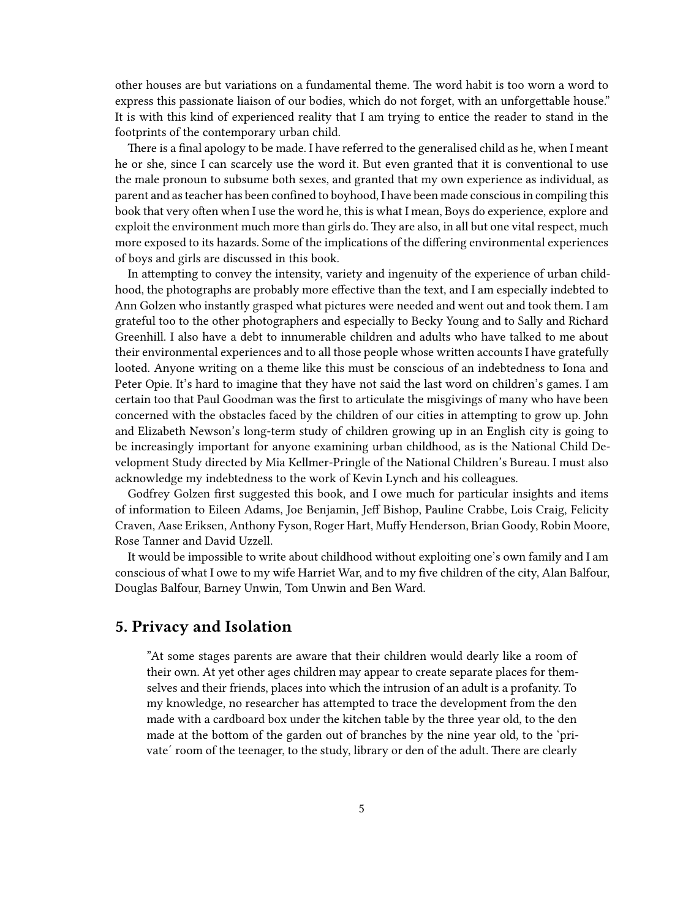other houses are but variations on a fundamental theme. The word habit is too worn a word to express this passionate liaison of our bodies, which do not forget, with an unforgettable house." It is with this kind of experienced reality that I am trying to entice the reader to stand in the footprints of the contemporary urban child.

There is a final apology to be made. I have referred to the generalised child as he, when I meant he or she, since I can scarcely use the word it. But even granted that it is conventional to use the male pronoun to subsume both sexes, and granted that my own experience as individual, as parent and as teacher has been confined to boyhood, I have been made conscious in compiling this book that very often when I use the word he, this is what I mean, Boys do experience, explore and exploit the environment much more than girls do. They are also, in all but one vital respect, much more exposed to its hazards. Some of the implications of the differing environmental experiences of boys and girls are discussed in this book.

In attempting to convey the intensity, variety and ingenuity of the experience of urban childhood, the photographs are probably more effective than the text, and I am especially indebted to Ann Golzen who instantly grasped what pictures were needed and went out and took them. I am grateful too to the other photographers and especially to Becky Young and to Sally and Richard Greenhill. I also have a debt to innumerable children and adults who have talked to me about their environmental experiences and to all those people whose written accounts I have gratefully looted. Anyone writing on a theme like this must be conscious of an indebtedness to Iona and Peter Opie. It's hard to imagine that they have not said the last word on children's games. I am certain too that Paul Goodman was the first to articulate the misgivings of many who have been concerned with the obstacles faced by the children of our cities in attempting to grow up. John and Elizabeth Newson's long-term study of children growing up in an English city is going to be increasingly important for anyone examining urban childhood, as is the National Child Development Study directed by Mia Kellmer-Pringle of the National Children's Bureau. I must also acknowledge my indebtedness to the work of Kevin Lynch and his colleagues.

Godfrey Golzen first suggested this book, and I owe much for particular insights and items of information to Eileen Adams, Joe Benjamin, Jeff Bishop, Pauline Crabbe, Lois Craig, Felicity Craven, Aase Eriksen, Anthony Fyson, Roger Hart, Muffy Henderson, Brian Goody, Robin Moore, Rose Tanner and David Uzzell.

It would be impossible to write about childhood without exploiting one's own family and I am conscious of what I owe to my wife Harriet War, and to my five children of the city, Alan Balfour, Douglas Balfour, Barney Unwin, Tom Unwin and Ben Ward.

## 5. Privacy and Isolation

> "At some stages parents are aware that their children would dearly like a room of their own. At yet other ages children may appear to create separate places for themselves and their friends, places into which the intrusion of an adult is a profanity. To my knowledge, no researcher has attempted to trace the development from the den made with a cardboard box under the kitchen table by the three year old, to the den made at the bottom of the garden out of branches by the nine year old, to the 'private´ room of the teenager, to the study, library or den of the adult. There are clearly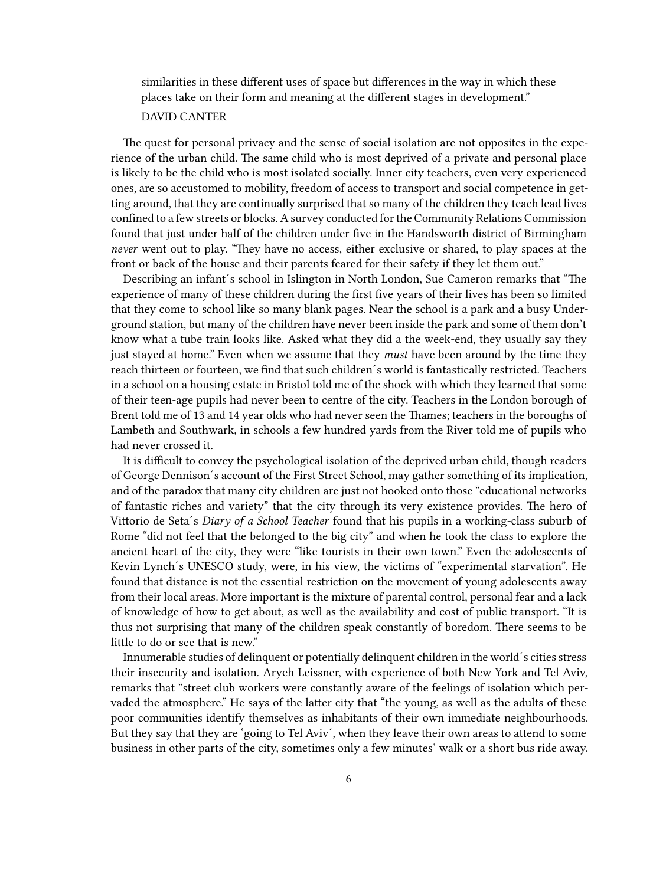similarities in these different uses of space but differences in the way in which these places take on their form and meaning at the different stages in development."

DAVID CANTER

The quest for personal privacy and the sense of social isolation are not opposites in the experience of the urban child. The same child who is most deprived of a private and personal place is likely to be the child who is most isolated socially. Inner city teachers, even very experienced ones, are so accustomed to mobility, freedom of access to transport and social competence in getting around, that they are continually surprised that so many of the children they teach lead lives confined to a few streets or blocks. A survey conducted for the Community Relations Commission found that just under half of the children under five in the Handsworth district of Birmingham *never* went out to play. "They have no access, either exclusive or shared, to play spaces at the front or back of the house and their parents feared for their safety if they let them out."

Describing an infant´s school in Islington in North London, Sue Cameron remarks that "The experience of many of these children during the first five years of their lives has been so limited that they come to school like so many blank pages. Near the school is a park and a busy Underground station, but many of the children have never been inside the park and some of them don't know what a tube train looks like. Asked what they did a the week-end, they usually say they just stayed at home." Even when we assume that they *must* have been around by the time they reach thirteen or fourteen, we find that such children´s world is fantastically restricted. Teachers in a school on a housing estate in Bristol told me of the shock with which they learned that some of their teen-age pupils had never been to centre of the city. Teachers in the London borough of Brent told me of 13 and 14 year olds who had never seen the Thames; teachers in the boroughs of Lambeth and Southwark, in schools a few hundred yards from the River told me of pupils who had never crossed it.

It is difficult to convey the psychological isolation of the deprived urban child, though readers of George Dennison´s account of the First Street School, may gather something of its implication, and of the paradox that many city children are just not hooked onto those "educational networks of fantastic riches and variety" that the city through its very existence provides. The hero of Vittorio de Seta´s *Diary of a School Teacher* found that his pupils in a working-class suburb of Rome "did not feel that the belonged to the big city" and when he took the class to explore the ancient heart of the city, they were "like tourists in their own town." Even the adolescents of Kevin Lynch´s UNESCO study, were, in his view, the victims of "experimental starvation". He found that distance is not the essential restriction on the movement of young adolescents away from their local areas. More important is the mixture of parental control, personal fear and a lack of knowledge of how to get about, as well as the availability and cost of public transport. "It is thus not surprising that many of the children speak constantly of boredom. There seems to be little to do or see that is new."

Innumerable studies of delinquent or potentially delinquent children in the world´s cities stress their insecurity and isolation. Aryeh Leissner, with experience of both New York and Tel Aviv, remarks that "street club workers were constantly aware of the feelings of isolation which pervaded the atmosphere." He says of the latter city that "the young, as well as the adults of these poor communities identify themselves as inhabitants of their own immediate neighbourhoods. But they say that they are ‘going to Tel Aviv´, when they leave their own areas to attend to some business in other parts of the city, sometimes only a few minutes‘ walk or a short bus ride away.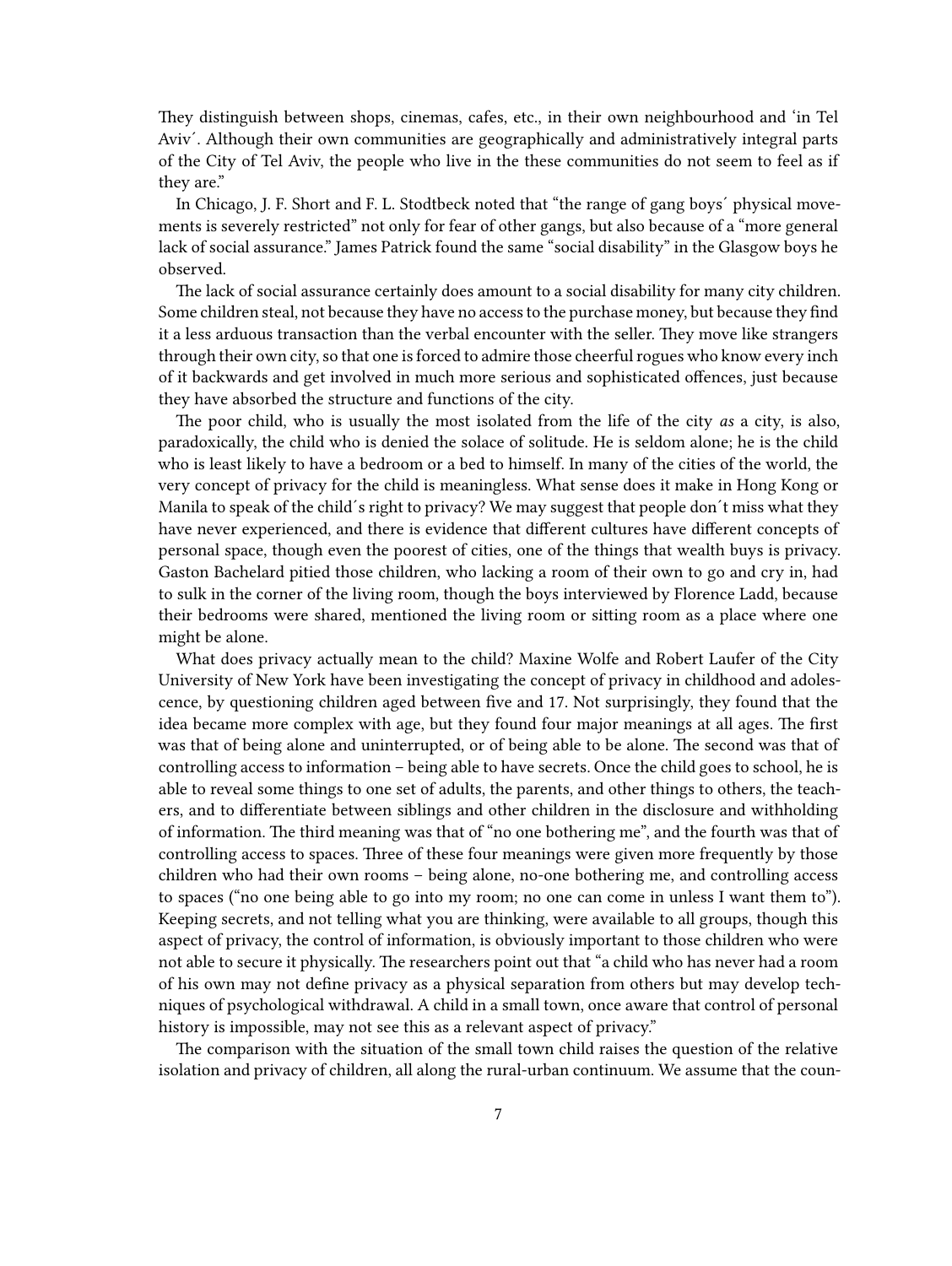They distinguish between shops, cinemas, cafes, etc., in their own neighbourhood and 'in Tel Aviv´. Although their own communities are geographically and administratively integral parts of the City of Tel Aviv, the people who live in the these communities do not seem to feel as if they are."

In Chicago, J. F. Short and F. L. Stodtbeck noted that "the range of gang boys´ physical movements is severely restricted" not only for fear of other gangs, but also because of a "more general lack of social assurance." James Patrick found the same "social disability" in the Glasgow boys he observed.

The lack of social assurance certainly does amount to a social disability for many city children. Some children steal, not because they have no access to the purchase money, but because they find it a less arduous transaction than the verbal encounter with the seller. They move like strangers through their own city, so that one is forced to admire those cheerful rogues who know every inch of it backwards and get involved in much more serious and sophisticated offences, just because they have absorbed the structure and functions of the city.

The poor child, who is usually the most isolated from the life of the city *as* a city, is also, paradoxically, the child who is denied the solace of solitude. He is seldom alone; he is the child who is least likely to have a bedroom or a bed to himself. In many of the cities of the world, the very concept of privacy for the child is meaningless. What sense does it make in Hong Kong or Manila to speak of the child´s right to privacy? We may suggest that people don´t miss what they have never experienced, and there is evidence that different cultures have different concepts of personal space, though even the poorest of cities, one of the things that wealth buys is privacy. Gaston Bachelard pitied those children, who lacking a room of their own to go and cry in, had to sulk in the corner of the living room, though the boys interviewed by Florence Ladd, because their bedrooms were shared, mentioned the living room or sitting room as a place where one might be alone.

What does privacy actually mean to the child? Maxine Wolfe and Robert Laufer of the City University of New York have been investigating the concept of privacy in childhood and adolescence, by questioning children aged between five and 17. Not surprisingly, they found that the idea became more complex with age, but they found four major meanings at all ages. The first was that of being alone and uninterrupted, or of being able to be alone. The second was that of controlling access to information – being able to have secrets. Once the child goes to school, he is able to reveal some things to one set of adults, the parents, and other things to others, the teachers, and to differentiate between siblings and other children in the disclosure and withholding of information. The third meaning was that of "no one bothering me", and the fourth was that of controlling access to spaces. Three of these four meanings were given more frequently by those children who had their own rooms – being alone, no-one bothering me, and controlling access to spaces ("no one being able to go into my room; no one can come in unless I want them to"). Keeping secrets, and not telling what you are thinking, were available to all groups, though this aspect of privacy, the control of information, is obviously important to those children who were not able to secure it physically. The researchers point out that "a child who has never had a room of his own may not define privacy as a physical separation from others but may develop techniques of psychological withdrawal. A child in a small town, once aware that control of personal history is impossible, may not see this as a relevant aspect of privacy."

The comparison with the situation of the small town child raises the question of the relative isolation and privacy of children, all along the rural-urban continuum. We assume that the coun-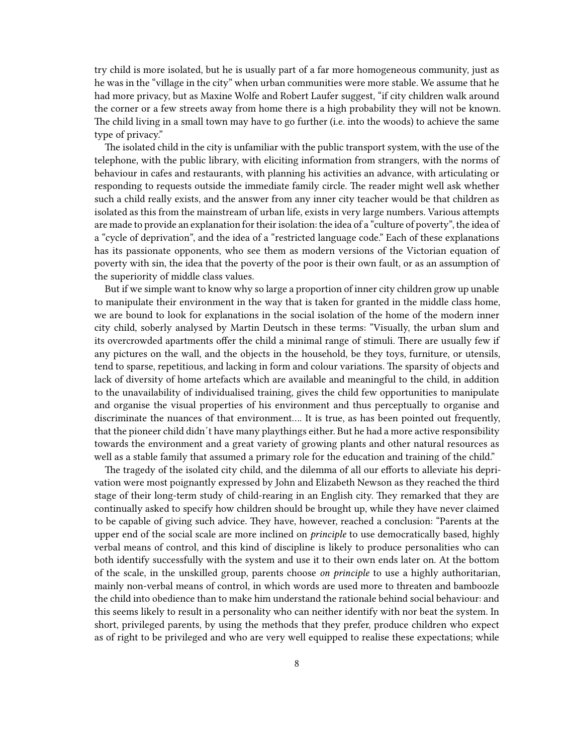try child is more isolated, but he is usually part of a far more homogeneous community, just as he was in the "village in the city" when urban communities were more stable. We assume that he had more privacy, but as Maxine Wolfe and Robert Laufer suggest, "if city children walk around the corner or a few streets away from home there is a high probability they will not be known. The child living in a small town may have to go further (i.e. into the woods) to achieve the same type of privacy."

The isolated child in the city is unfamiliar with the public transport system, with the use of the telephone, with the public library, with eliciting information from strangers, with the norms of behaviour in cafes and restaurants, with planning his activities an advance, with articulating or responding to requests outside the immediate family circle. The reader might well ask whether such a child really exists, and the answer from any inner city teacher would be that children as isolated as this from the mainstream of urban life, exists in very large numbers. Various attempts are made to provide an explanation for their isolation: the idea of a "culture of poverty", the idea of a "cycle of deprivation", and the idea of a "restricted language code." Each of these explanations has its passionate opponents, who see them as modern versions of the Victorian equation of poverty with sin, the idea that the poverty of the poor is their own fault, or as an assumption of the superiority of middle class values.

But if we simple want to know why so large a proportion of inner city children grow up unable to manipulate their environment in the way that is taken for granted in the middle class home, we are bound to look for explanations in the social isolation of the home of the modern inner city child, soberly analysed by Martin Deutsch in these terms: "Visually, the urban slum and its overcrowded apartments offer the child a minimal range of stimuli. There are usually few if any pictures on the wall, and the objects in the household, be they toys, furniture, or utensils, tend to sparse, repetitious, and lacking in form and colour variations. The sparsity of objects and lack of diversity of home artefacts which are available and meaningful to the child, in addition to the unavailability of individualised training, gives the child few opportunities to manipulate and organise the visual properties of his environment and thus perceptually to organise and discriminate the nuances of that environment…. It is true, as has been pointed out frequently, that the pioneer child didn´t have many playthings either. But he had a more active responsibility towards the environment and a great variety of growing plants and other natural resources as well as a stable family that assumed a primary role for the education and training of the child."

The tragedy of the isolated city child, and the dilemma of all our efforts to alleviate his deprivation were most poignantly expressed by John and Elizabeth Newson as they reached the third stage of their long-term study of child-rearing in an English city. They remarked that they are continually asked to specify how children should be brought up, while they have never claimed to be capable of giving such advice. They have, however, reached a conclusion: "Parents at the upper end of the social scale are more inclined on *principle* to use democratically based, highly verbal means of control, and this kind of discipline is likely to produce personalities who can both identify successfully with the system and use it to their own ends later on. At the bottom of the scale, in the unskilled group, parents choose *on principle* to use a highly authoritarian, mainly non-verbal means of control, in which words are used more to threaten and bamboozle the child into obedience than to make him understand the rationale behind social behaviour: and this seems likely to result in a personality who can neither identify with nor beat the system. In short, privileged parents, by using the methods that they prefer, produce children who expect as of right to be privileged and who are very well equipped to realise these expectations; while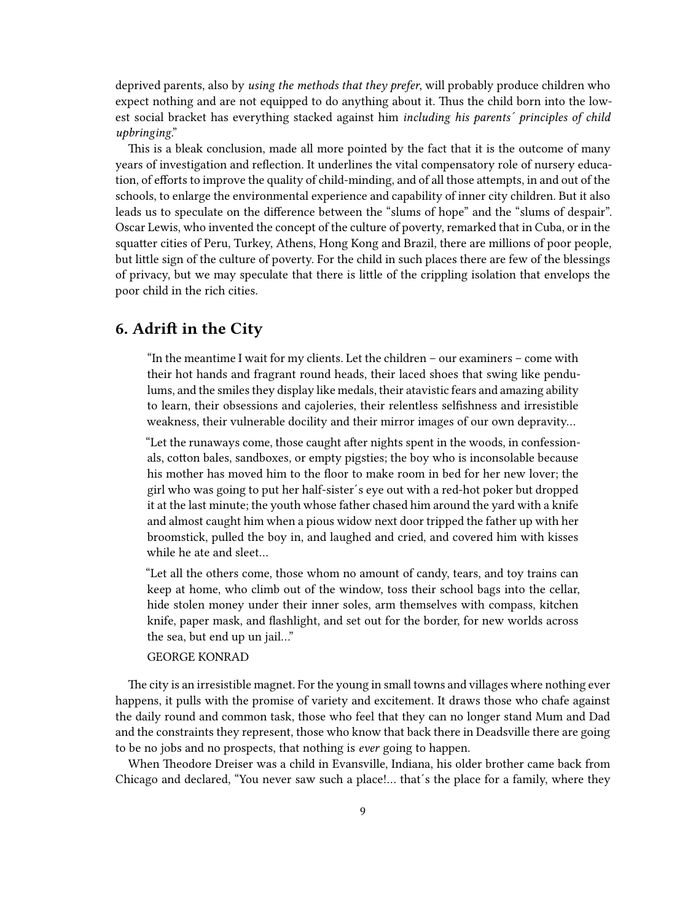deprived parents, also by *using the methods that they prefer*, will probably produce children who expect nothing and are not equipped to do anything about it. Thus the child born into the lowest social bracket has everything stacked against him *including his parents´ principles of child upbringing*."

This is a bleak conclusion, made all more pointed by the fact that it is the outcome of many years of investigation and reflection. It underlines the vital compensatory role of nursery education, of efforts to improve the quality of child-minding, and of all those attempts, in and out of the schools, to enlarge the environmental experience and capability of inner city children. But it also leads us to speculate on the difference between the "slums of hope" and the "slums of despair". Oscar Lewis, who invented the concept of the culture of poverty, remarked that in Cuba, or in the squatter cities of Peru, Turkey, Athens, Hong Kong and Brazil, there are millions of poor people, but little sign of the culture of poverty. For the child in such places there are few of the blessings of privacy, but we may speculate that there is little of the crippling isolation that envelops the poor child in the rich cities.

## 6. Adrift in the City

> "In the meantime I wait for my clients. Let the children – our examiners – come with their hot hands and fragrant round heads, their laced shoes that swing like pendulums, and the smiles they display like medals, their atavistic fears and amazing ability to learn, their obsessions and cajoleries, their relentless selfishness and irresistible weakness, their vulnerable docility and their mirror images of our own depravity…
>
> "Let the runaways come, those caught after nights spent in the woods, in confessionals, cotton bales, sandboxes, or empty pigsties; the boy who is inconsolable because his mother has moved him to the floor to make room in bed for her new lover; the girl who was going to put her half-sister´s eye out with a red-hot poker but dropped it at the last minute; the youth whose father chased him around the yard with a knife and almost caught him when a pious widow next door tripped the father up with her broomstick, pulled the boy in, and laughed and cried, and covered him with kisses while he ate and sleet…
>
> "Let all the others come, those whom no amount of candy, tears, and toy trains can keep at home, who climb out of the window, toss their school bags into the cellar, hide stolen money under their inner soles, arm themselves with compass, kitchen knife, paper mask, and flashlight, and set out for the border, for new worlds across the sea, but end up un jail…"
>
> GEORGE KONRAD

The city is an irresistible magnet. For the young in small towns and villages where nothing ever happens, it pulls with the promise of variety and excitement. It draws those who chafe against the daily round and common task, those who feel that they can no longer stand Mum and Dad and the constraints they represent, those who know that back there in Deadsville there are going to be no jobs and no prospects, that nothing is *ever* going to happen.

When Theodore Dreiser was a child in Evansville, Indiana, his older brother came back from Chicago and declared, "You never saw such a place!… that´s the place for a family, where they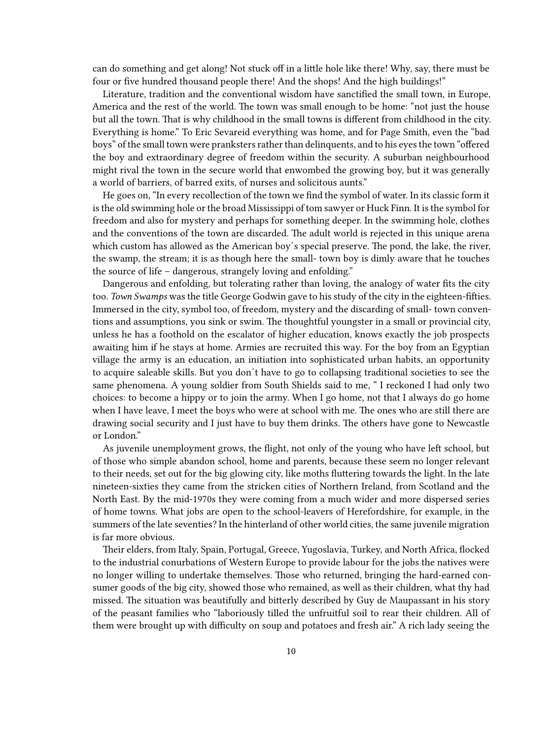can do something and get along! Not stuck off in a little hole like there! Why, say, there must be four or five hundred thousand people there! And the shops! And the high buildings!"

Literature, tradition and the conventional wisdom have sanctified the small town, in Europe, America and the rest of the world. The town was small enough to be home: "not just the house but all the town. That is why childhood in the small towns is different from childhood in the city. Everything is home." To Eric Sevareid everything was home, and for Page Smith, even the "bad boys" of the small town were pranksters rather than delinquents, and to his eyes the town "offered the boy and extraordinary degree of freedom within the security. A suburban neighbourhood might rival the town in the secure world that enwombed the growing boy, but it was generally a world of barriers, of barred exits, of nurses and solicitous aunts."

He goes on, "In every recollection of the town we find the symbol of water. In its classic form it is the old swimming hole or the broad Mississippi of tom sawyer or Huck Finn. It is the symbol for freedom and also for mystery and perhaps for something deeper. In the swimming hole, clothes and the conventions of the town are discarded. The adult world is rejected in this unique arena which custom has allowed as the American boy´s special preserve. The pond, the lake, the river, the swamp, the stream; it is as though here the small- town boy is dimly aware that he touches the source of life – dangerous, strangely loving and enfolding."

Dangerous and enfolding, but tolerating rather than loving, the analogy of water fits the city too. *Town Swamps* was the title George Godwin gave to his study of the city in the eighteen-fifties. Immersed in the city, symbol too, of freedom, mystery and the discarding of small- town conventions and assumptions, you sink or swim. The thoughtful youngster in a small or provincial city, unless he has a foothold on the escalator of higher education, knows exactly the job prospects awaiting him if he stays at home. Armies are recruited this way. For the boy from an Egyptian village the army is an education, an initiation into sophisticated urban habits, an opportunity to acquire saleable skills. But you don´t have to go to collapsing traditional societies to see the same phenomena. A young soldier from South Shields said to me, " I reckoned I had only two choices: to become a hippy or to join the army. When I go home, not that I always do go home when I have leave, I meet the boys who were at school with me. The ones who are still there are drawing social security and I just have to buy them drinks. The others have gone to Newcastle or London."

As juvenile unemployment grows, the flight, not only of the young who have left school, but of those who simple abandon school, home and parents, because these seem no longer relevant to their needs, set out for the big glowing city, like moths fluttering towards the light. In the late nineteen-sixties they came from the stricken cities of Northern Ireland, from Scotland and the North East. By the mid-1970s they were coming from a much wider and more dispersed series of home towns. What jobs are open to the school-leavers of Herefordshire, for example, in the summers of the late seventies? In the hinterland of other world cities, the same juvenile migration is far more obvious.

Their elders, from Italy, Spain, Portugal, Greece, Yugoslavia, Turkey, and North Africa, flocked to the industrial conurbations of Western Europe to provide labour for the jobs the natives were no longer willing to undertake themselves. Those who returned, bringing the hard-earned consumer goods of the big city, showed those who remained, as well as their children, what thy had missed. The situation was beautifully and bitterly described by Guy de Maupassant in his story of the peasant families who "laboriously tilled the unfruitful soil to rear their children. All of them were brought up with difficulty on soup and potatoes and fresh air." A rich lady seeing the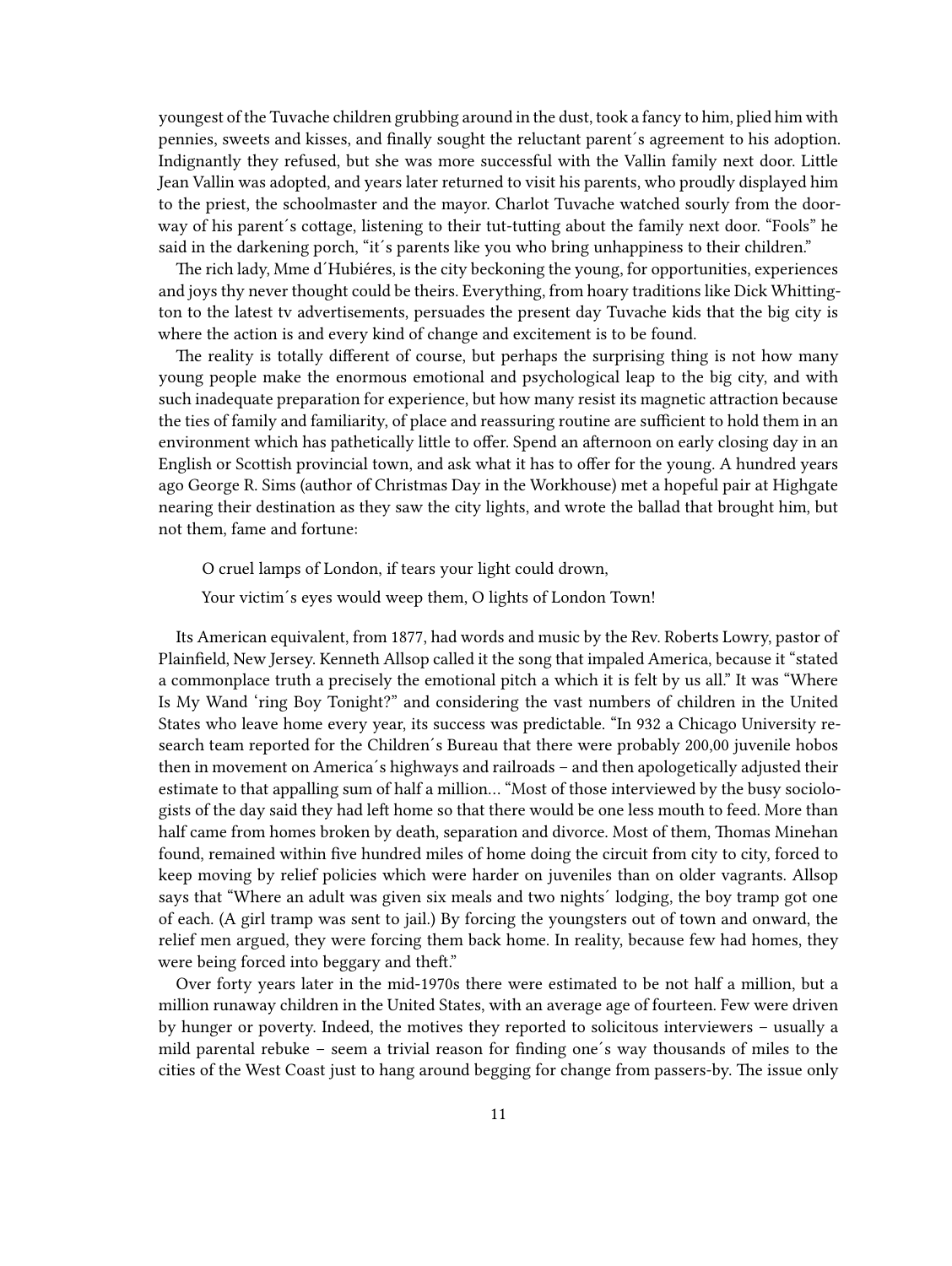youngest of the Tuvache children grubbing around in the dust, took a fancy to him, plied him with pennies, sweets and kisses, and finally sought the reluctant parent´s agreement to his adoption. Indignantly they refused, but she was more successful with the Vallin family next door. Little Jean Vallin was adopted, and years later returned to visit his parents, who proudly displayed him to the priest, the schoolmaster and the mayor. Charlot Tuvache watched sourly from the doorway of his parent´s cottage, listening to their tut-tutting about the family next door. "Fools" he said in the darkening porch, "it´s parents like you who bring unhappiness to their children."

The rich lady, Mme d´Hubiéres, is the city beckoning the young, for opportunities, experiences and joys thy never thought could be theirs. Everything, from hoary traditions like Dick Whittington to the latest tv advertisements, persuades the present day Tuvache kids that the big city is where the action is and every kind of change and excitement is to be found.

The reality is totally different of course, but perhaps the surprising thing is not how many young people make the enormous emotional and psychological leap to the big city, and with such inadequate preparation for experience, but how many resist its magnetic attraction because the ties of family and familiarity, of place and reassuring routine are sufficient to hold them in an environment which has pathetically little to offer. Spend an afternoon on early closing day in an English or Scottish provincial town, and ask what it has to offer for the young. A hundred years ago George R. Sims (author of Christmas Day in the Workhouse) met a hopeful pair at Highgate nearing their destination as they saw the city lights, and wrote the ballad that brought him, but not them, fame and fortune:

> O cruel lamps of London, if tears your light could drown,
>
> Your victim´s eyes would weep them, O lights of London Town!

Its American equivalent, from 1877, had words and music by the Rev. Roberts Lowry, pastor of Plainfield, New Jersey. Kenneth Allsop called it the song that impaled America, because it "stated a commonplace truth a precisely the emotional pitch a which it is felt by us all." It was "Where Is My Wand 'ring Boy Tonight?" and considering the vast numbers of children in the United States who leave home every year, its success was predictable. "In 932 a Chicago University research team reported for the Children´s Bureau that there were probably 200,00 juvenile hobos then in movement on America´s highways and railroads – and then apologetically adjusted their estimate to that appalling sum of half a million… "Most of those interviewed by the busy sociologists of the day said they had left home so that there would be one less mouth to feed. More than half came from homes broken by death, separation and divorce. Most of them, Thomas Minehan found, remained within five hundred miles of home doing the circuit from city to city, forced to keep moving by relief policies which were harder on juveniles than on older vagrants. Allsop says that "Where an adult was given six meals and two nights´ lodging, the boy tramp got one of each. (A girl tramp was sent to jail.) By forcing the youngsters out of town and onward, the relief men argued, they were forcing them back home. In reality, because few had homes, they were being forced into beggary and theft."

Over forty years later in the mid-1970s there were estimated to be not half a million, but a million runaway children in the United States, with an average age of fourteen. Few were driven by hunger or poverty. Indeed, the motives they reported to solicitous interviewers – usually a mild parental rebuke – seem a trivial reason for finding one´s way thousands of miles to the cities of the West Coast just to hang around begging for change from passers-by. The issue only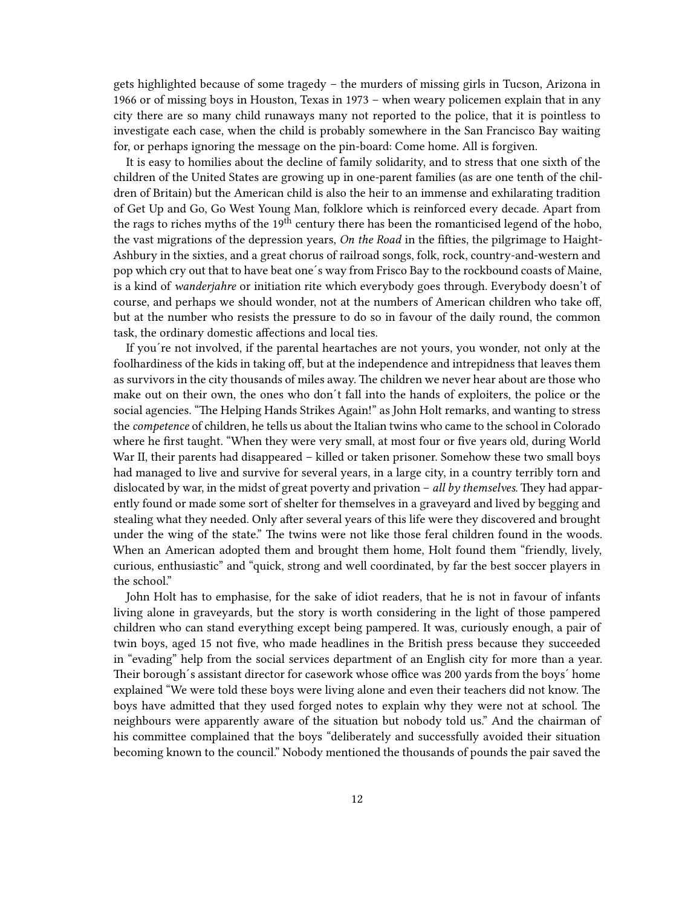gets highlighted because of some tragedy – the murders of missing girls in Tucson, Arizona in 1966 or of missing boys in Houston, Texas in 1973 – when weary policemen explain that in any city there are so many child runaways many not reported to the police, that it is pointless to investigate each case, when the child is probably somewhere in the San Francisco Bay waiting for, or perhaps ignoring the message on the pin-board: Come home. All is forgiven.

It is easy to homilies about the decline of family solidarity, and to stress that one sixth of the children of the United States are growing up in one-parent families (as are one tenth of the children of Britain) but the American child is also the heir to an immense and exhilarating tradition of Get Up and Go, Go West Young Man, folklore which is reinforced every decade. Apart from the rags to riches myths of the 19th century there has been the romanticised legend of the hobo, the vast migrations of the depression years, *On the Road* in the fifties, the pilgrimage to Haight-Ashbury in the sixties, and a great chorus of railroad songs, folk, rock, country-and-western and pop which cry out that to have beat one´s way from Frisco Bay to the rockbound coasts of Maine, is a kind of *wanderjahre* or initiation rite which everybody goes through. Everybody doesn't of course, and perhaps we should wonder, not at the numbers of American children who take off, but at the number who resists the pressure to do so in favour of the daily round, the common task, the ordinary domestic affections and local ties.

If you´re not involved, if the parental heartaches are not yours, you wonder, not only at the foolhardiness of the kids in taking off, but at the independence and intrepidness that leaves them as survivors in the city thousands of miles away. The children we never hear about are those who make out on their own, the ones who don´t fall into the hands of exploiters, the police or the social agencies. "The Helping Hands Strikes Again!" as John Holt remarks, and wanting to stress the *competence* of children, he tells us about the Italian twins who came to the school in Colorado where he first taught. "When they were very small, at most four or five years old, during World War II, their parents had disappeared – killed or taken prisoner. Somehow these two small boys had managed to live and survive for several years, in a large city, in a country terribly torn and dislocated by war, in the midst of great poverty and privation – *all by themselves*. They had apparently found or made some sort of shelter for themselves in a graveyard and lived by begging and stealing what they needed. Only after several years of this life were they discovered and brought under the wing of the state." The twins were not like those feral children found in the woods. When an American adopted them and brought them home, Holt found them "friendly, lively, curious, enthusiastic" and "quick, strong and well coordinated, by far the best soccer players in the school."

John Holt has to emphasise, for the sake of idiot readers, that he is not in favour of infants living alone in graveyards, but the story is worth considering in the light of those pampered children who can stand everything except being pampered. It was, curiously enough, a pair of twin boys, aged 15 not five, who made headlines in the British press because they succeeded in "evading" help from the social services department of an English city for more than a year. Their borough´s assistant director for casework whose office was 200 yards from the boys´ home explained "We were told these boys were living alone and even their teachers did not know. The boys have admitted that they used forged notes to explain why they were not at school. The neighbours were apparently aware of the situation but nobody told us." And the chairman of his committee complained that the boys "deliberately and successfully avoided their situation becoming known to the council." Nobody mentioned the thousands of pounds the pair saved the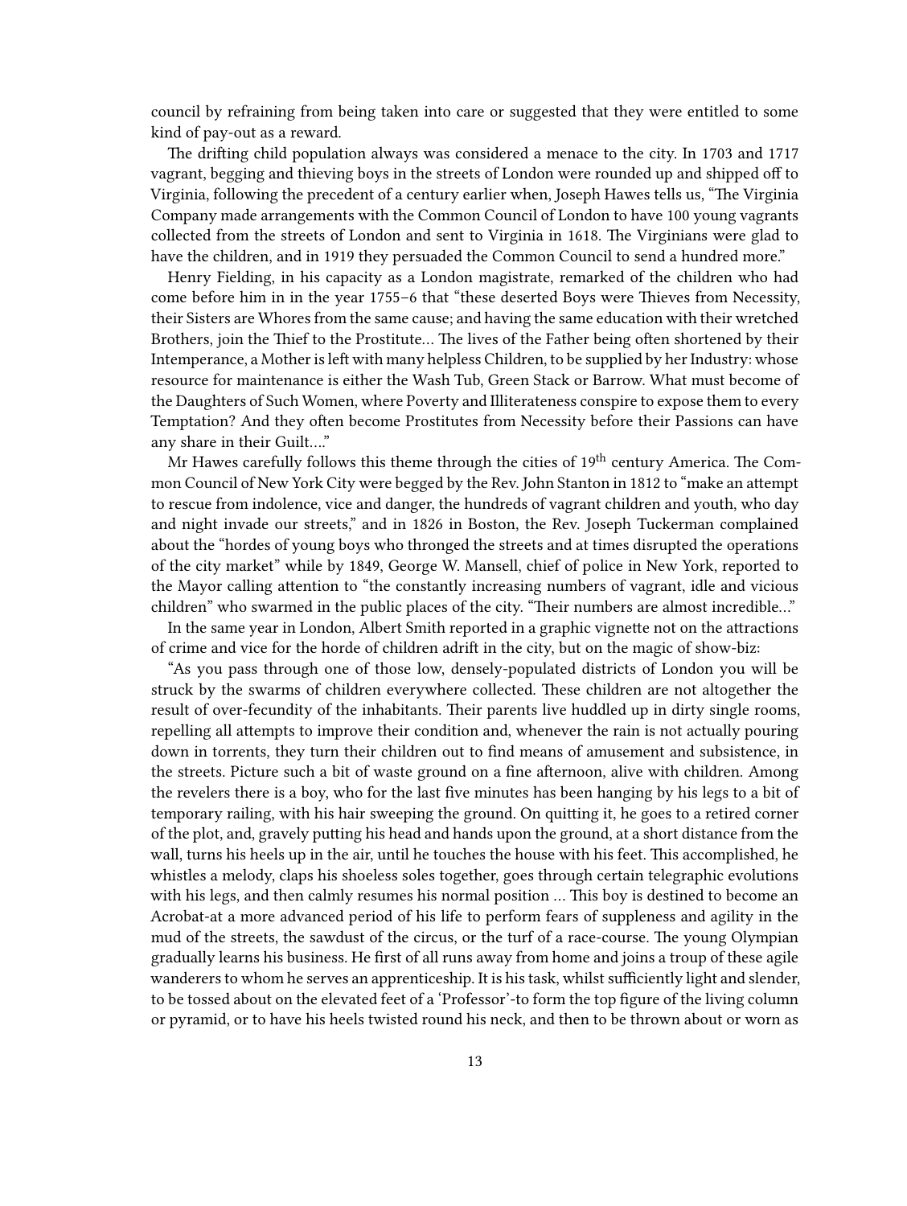council by refraining from being taken into care or suggested that they were entitled to some kind of pay-out as a reward.

The drifting child population always was considered a menace to the city. In 1703 and 1717 vagrant, begging and thieving boys in the streets of London were rounded up and shipped off to Virginia, following the precedent of a century earlier when, Joseph Hawes tells us, "The Virginia Company made arrangements with the Common Council of London to have 100 young vagrants collected from the streets of London and sent to Virginia in 1618. The Virginians were glad to have the children, and in 1919 they persuaded the Common Council to send a hundred more."

Henry Fielding, in his capacity as a London magistrate, remarked of the children who had come before him in in the year 1755–6 that "these deserted Boys were Thieves from Necessity, their Sisters are Whores from the same cause; and having the same education with their wretched Brothers, join the Thief to the Prostitute… The lives of the Father being often shortened by their Intemperance, a Mother is left with many helpless Children, to be supplied by her Industry: whose resource for maintenance is either the Wash Tub, Green Stack or Barrow. What must become of the Daughters of Such Women, where Poverty and Illiterateness conspire to expose them to every Temptation? And they often become Prostitutes from Necessity before their Passions can have any share in their Guilt…."

Mr Hawes carefully follows this theme through the cities of 19th century America. The Common Council of New York City were begged by the Rev. John Stanton in 1812 to "make an attempt to rescue from indolence, vice and danger, the hundreds of vagrant children and youth, who day and night invade our streets," and in 1826 in Boston, the Rev. Joseph Tuckerman complained about the "hordes of young boys who thronged the streets and at times disrupted the operations of the city market" while by 1849, George W. Mansell, chief of police in New York, reported to the Mayor calling attention to "the constantly increasing numbers of vagrant, idle and vicious children" who swarmed in the public places of the city. "Their numbers are almost incredible…"

In the same year in London, Albert Smith reported in a graphic vignette not on the attractions of crime and vice for the horde of children adrift in the city, but on the magic of show-biz:

"As you pass through one of those low, densely-populated districts of London you will be struck by the swarms of children everywhere collected. These children are not altogether the result of over-fecundity of the inhabitants. Their parents live huddled up in dirty single rooms, repelling all attempts to improve their condition and, whenever the rain is not actually pouring down in torrents, they turn their children out to find means of amusement and subsistence, in the streets. Picture such a bit of waste ground on a fine afternoon, alive with children. Among the revelers there is a boy, who for the last five minutes has been hanging by his legs to a bit of temporary railing, with his hair sweeping the ground. On quitting it, he goes to a retired corner of the plot, and, gravely putting his head and hands upon the ground, at a short distance from the wall, turns his heels up in the air, until he touches the house with his feet. This accomplished, he whistles a melody, claps his shoeless soles together, goes through certain telegraphic evolutions with his legs, and then calmly resumes his normal position … This boy is destined to become an Acrobat-at a more advanced period of his life to perform fears of suppleness and agility in the mud of the streets, the sawdust of the circus, or the turf of a race-course. The young Olympian gradually learns his business. He first of all runs away from home and joins a troup of these agile wanderers to whom he serves an apprenticeship. It is his task, whilst sufficiently light and slender, to be tossed about on the elevated feet of a 'Professor'-to form the top figure of the living column or pyramid, or to have his heels twisted round his neck, and then to be thrown about or worn as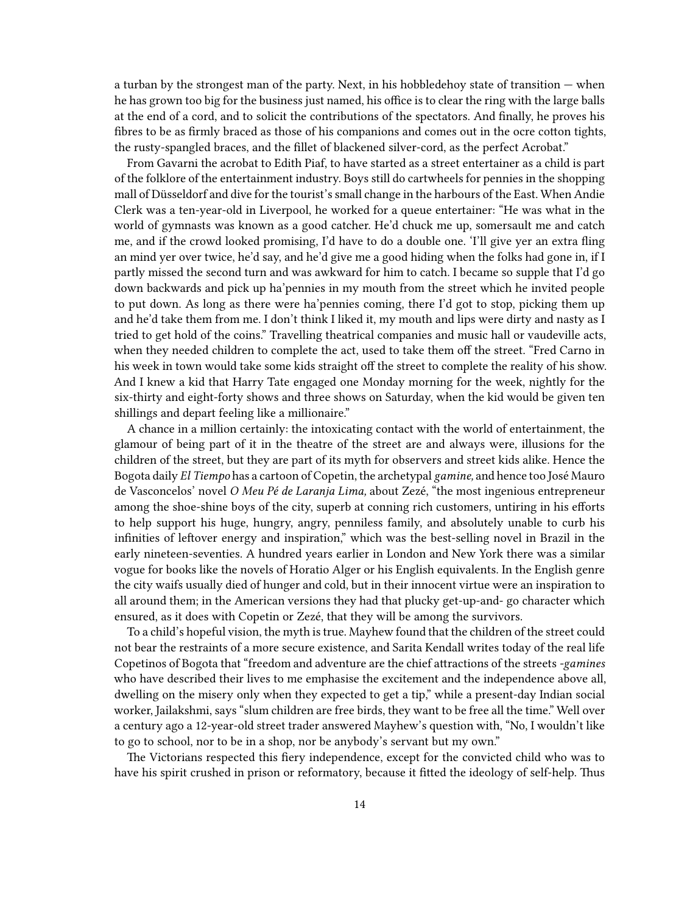a turban by the strongest man of the party. Next, in his hobbledehoy state of transition — when he has grown too big for the business just named, his office is to clear the ring with the large balls at the end of a cord, and to solicit the contributions of the spectators. And finally, he proves his fibres to be as firmly braced as those of his companions and comes out in the ocre cotton tights, the rusty-spangled braces, and the fillet of blackened silver-cord, as the perfect Acrobat."

From Gavarni the acrobat to Edith Piaf, to have started as a street entertainer as a child is part of the folklore of the entertainment industry. Boys still do cartwheels for pennies in the shopping mall of Düsseldorf and dive for the tourist's small change in the harbours of the East. When Andie Clerk was a ten-year-old in Liverpool, he worked for a queue entertainer: "He was what in the world of gymnasts was known as a good catcher. He'd chuck me up, somersault me and catch me, and if the crowd looked promising, I'd have to do a double one. 'I'll give yer an extra fling an mind yer over twice, he'd say, and he'd give me a good hiding when the folks had gone in, if I partly missed the second turn and was awkward for him to catch. I became so supple that I'd go down backwards and pick up ha'pennies in my mouth from the street which he invited people to put down. As long as there were ha'pennies coming, there I'd got to stop, picking them up and he'd take them from me. I don't think I liked it, my mouth and lips were dirty and nasty as I tried to get hold of the coins." Travelling theatrical companies and music hall or vaudeville acts, when they needed children to complete the act, used to take them off the street. "Fred Carno in his week in town would take some kids straight off the street to complete the reality of his show. And I knew a kid that Harry Tate engaged one Monday morning for the week, nightly for the six-thirty and eight-forty shows and three shows on Saturday, when the kid would be given ten shillings and depart feeling like a millionaire."

A chance in a million certainly: the intoxicating contact with the world of entertainment, the glamour of being part of it in the theatre of the street are and always were, illusions for the children of the street, but they are part of its myth for observers and street kids alike. Hence the Bogota daily *El Tiempo* has a cartoon of Copetin, the archetypal *gamine,* and hence too José Mauro de Vasconcelos' novel *O Meu Pé de Laranja Lima,* about Zezé, "the most ingenious entrepreneur among the shoe-shine boys of the city, superb at conning rich customers, untiring in his efforts to help support his huge, hungry, angry, penniless family, and absolutely unable to curb his infinities of leftover energy and inspiration," which was the best-selling novel in Brazil in the early nineteen-seventies. A hundred years earlier in London and New York there was a similar vogue for books like the novels of Horatio Alger or his English equivalents. In the English genre the city waifs usually died of hunger and cold, but in their innocent virtue were an inspiration to all around them; in the American versions they had that plucky get-up-and- go character which ensured, as it does with Copetin or Zezé, that they will be among the survivors.

To a child's hopeful vision, the myth is true. Mayhew found that the children of the street could not bear the restraints of a more secure existence, and Sarita Kendall writes today of the real life Copetinos of Bogota that "freedom and adventure are the chief attractions of the streets -*gamines* who have described their lives to me emphasise the excitement and the independence above all, dwelling on the misery only when they expected to get a tip," while a present-day Indian social worker, Jailakshmi, says "slum children are free birds, they want to be free all the time." Well over a century ago a 12-year-old street trader answered Mayhew's question with, "No, I wouldn't like to go to school, nor to be in a shop, nor be anybody's servant but my own."

The Victorians respected this fiery independence, except for the convicted child who was to have his spirit crushed in prison or reformatory, because it fitted the ideology of self-help. Thus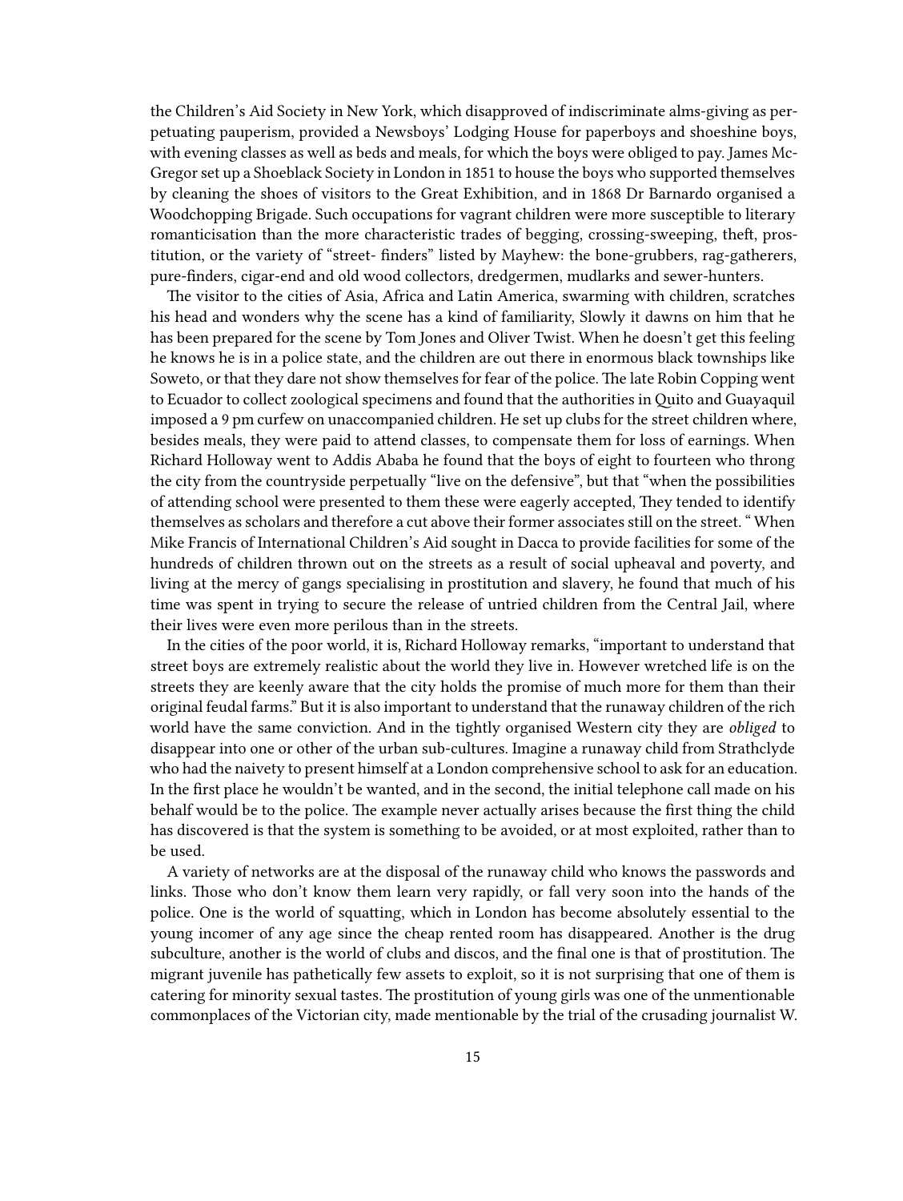the Children's Aid Society in New York, which disapproved of indiscriminate alms-giving as perpetuating pauperism, provided a Newsboys' Lodging House for paperboys and shoeshine boys, with evening classes as well as beds and meals, for which the boys were obliged to pay. James McGregor set up a Shoeblack Society in London in 1851 to house the boys who supported themselves by cleaning the shoes of visitors to the Great Exhibition, and in 1868 Dr Barnardo organised a Woodchopping Brigade. Such occupations for vagrant children were more susceptible to literary romanticisation than the more characteristic trades of begging, crossing-sweeping, theft, prostitution, or the variety of "street- finders" listed by Mayhew: the bone-grubbers, rag-gatherers, pure-finders, cigar-end and old wood collectors, dredgermen, mudlarks and sewer-hunters.

The visitor to the cities of Asia, Africa and Latin America, swarming with children, scratches his head and wonders why the scene has a kind of familiarity, Slowly it dawns on him that he has been prepared for the scene by Tom Jones and Oliver Twist. When he doesn't get this feeling he knows he is in a police state, and the children are out there in enormous black townships like Soweto, or that they dare not show themselves for fear of the police. The late Robin Copping went to Ecuador to collect zoological specimens and found that the authorities in Quito and Guayaquil imposed a 9 pm curfew on unaccompanied children. He set up clubs for the street children where, besides meals, they were paid to attend classes, to compensate them for loss of earnings. When Richard Holloway went to Addis Ababa he found that the boys of eight to fourteen who throng the city from the countryside perpetually "live on the defensive", but that "when the possibilities of attending school were presented to them these were eagerly accepted, They tended to identify themselves as scholars and therefore a cut above their former associates still on the street. " When Mike Francis of International Children's Aid sought in Dacca to provide facilities for some of the hundreds of children thrown out on the streets as a result of social upheaval and poverty, and living at the mercy of gangs specialising in prostitution and slavery, he found that much of his time was spent in trying to secure the release of untried children from the Central Jail, where their lives were even more perilous than in the streets.

In the cities of the poor world, it is, Richard Holloway remarks, "important to understand that street boys are extremely realistic about the world they live in. However wretched life is on the streets they are keenly aware that the city holds the promise of much more for them than their original feudal farms." But it is also important to understand that the runaway children of the rich world have the same conviction. And in the tightly organised Western city they are *obliged* to disappear into one or other of the urban sub-cultures. Imagine a runaway child from Strathclyde who had the naivety to present himself at a London comprehensive school to ask for an education. In the first place he wouldn't be wanted, and in the second, the initial telephone call made on his behalf would be to the police. The example never actually arises because the first thing the child has discovered is that the system is something to be avoided, or at most exploited, rather than to be used.

A variety of networks are at the disposal of the runaway child who knows the passwords and links. Those who don't know them learn very rapidly, or fall very soon into the hands of the police. One is the world of squatting, which in London has become absolutely essential to the young incomer of any age since the cheap rented room has disappeared. Another is the drug subculture, another is the world of clubs and discos, and the final one is that of prostitution. The migrant juvenile has pathetically few assets to exploit, so it is not surprising that one of them is catering for minority sexual tastes. The prostitution of young girls was one of the unmentionable commonplaces of the Victorian city, made mentionable by the trial of the crusading journalist W.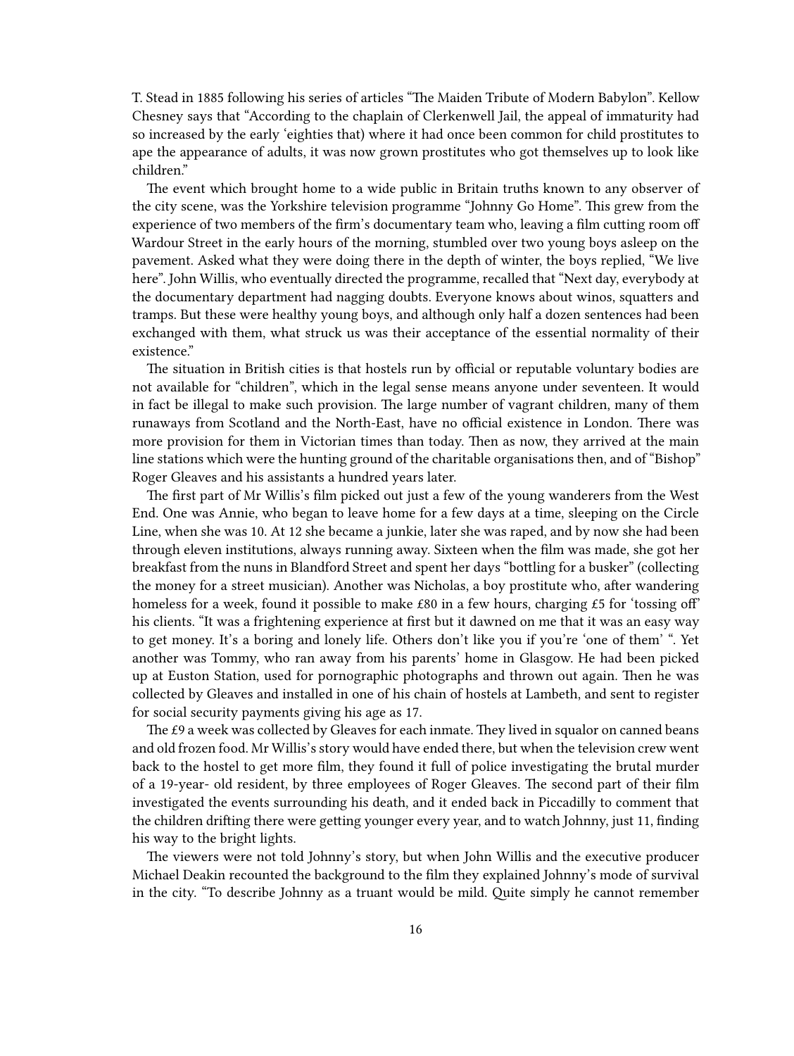T. Stead in 1885 following his series of articles "The Maiden Tribute of Modern Babylon". Kellow Chesney says that "According to the chaplain of Clerkenwell Jail, the appeal of immaturity had so increased by the early 'eighties that) where it had once been common for child prostitutes to ape the appearance of adults, it was now grown prostitutes who got themselves up to look like children."

The event which brought home to a wide public in Britain truths known to any observer of the city scene, was the Yorkshire television programme "Johnny Go Home". This grew from the experience of two members of the firm's documentary team who, leaving a film cutting room off Wardour Street in the early hours of the morning, stumbled over two young boys asleep on the pavement. Asked what they were doing there in the depth of winter, the boys replied, "We live here". John Willis, who eventually directed the programme, recalled that "Next day, everybody at the documentary department had nagging doubts. Everyone knows about winos, squatters and tramps. But these were healthy young boys, and although only half a dozen sentences had been exchanged with them, what struck us was their acceptance of the essential normality of their existence."

The situation in British cities is that hostels run by official or reputable voluntary bodies are not available for "children", which in the legal sense means anyone under seventeen. It would in fact be illegal to make such provision. The large number of vagrant children, many of them runaways from Scotland and the North-East, have no official existence in London. There was more provision for them in Victorian times than today. Then as now, they arrived at the main line stations which were the hunting ground of the charitable organisations then, and of "Bishop" Roger Gleaves and his assistants a hundred years later.

The first part of Mr Willis's film picked out just a few of the young wanderers from the West End. One was Annie, who began to leave home for a few days at a time, sleeping on the Circle Line, when she was 10. At 12 she became a junkie, later she was raped, and by now she had been through eleven institutions, always running away. Sixteen when the film was made, she got her breakfast from the nuns in Blandford Street and spent her days "bottling for a busker" (collecting the money for a street musician). Another was Nicholas, a boy prostitute who, after wandering homeless for a week, found it possible to make £80 in a few hours, charging £5 for 'tossing off' his clients. "It was a frightening experience at first but it dawned on me that it was an easy way to get money. It's a boring and lonely life. Others don't like you if you're 'one of them' ". Yet another was Tommy, who ran away from his parents' home in Glasgow. He had been picked up at Euston Station, used for pornographic photographs and thrown out again. Then he was collected by Gleaves and installed in one of his chain of hostels at Lambeth, and sent to register for social security payments giving his age as 17.

The £9 a week was collected by Gleaves for each inmate. They lived in squalor on canned beans and old frozen food. Mr Willis's story would have ended there, but when the television crew went back to the hostel to get more film, they found it full of police investigating the brutal murder of a 19-year- old resident, by three employees of Roger Gleaves. The second part of their film investigated the events surrounding his death, and it ended back in Piccadilly to comment that the children drifting there were getting younger every year, and to watch Johnny, just 11, finding his way to the bright lights.

The viewers were not told Johnny's story, but when John Willis and the executive producer Michael Deakin recounted the background to the film they explained Johnny's mode of survival in the city. "To describe Johnny as a truant would be mild. Quite simply he cannot remember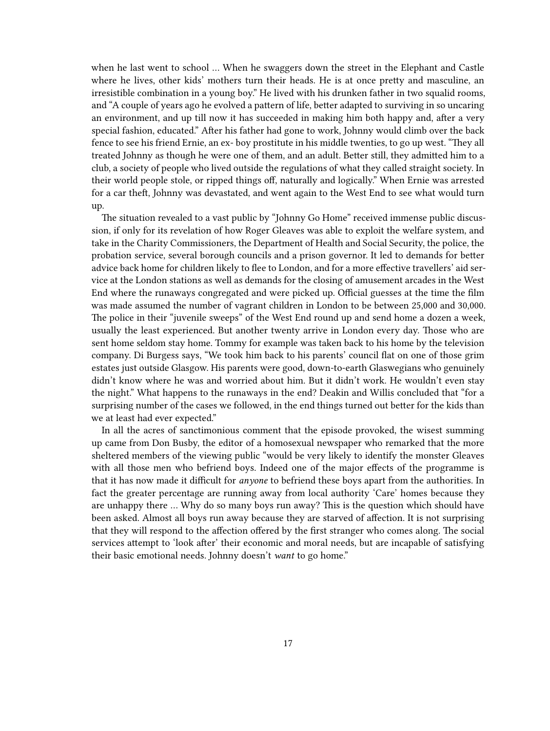when he last went to school … When he swaggers down the street in the Elephant and Castle where he lives, other kids' mothers turn their heads. He is at once pretty and masculine, an irresistible combination in a young boy." He lived with his drunken father in two squalid rooms, and "A couple of years ago he evolved a pattern of life, better adapted to surviving in so uncaring an environment, and up till now it has succeeded in making him both happy and, after a very special fashion, educated." After his father had gone to work, Johnny would climb over the back fence to see his friend Ernie, an ex- boy prostitute in his middle twenties, to go up west. "They all treated Johnny as though he were one of them, and an adult. Better still, they admitted him to a club, a society of people who lived outside the regulations of what they called straight society. In their world people stole, or ripped things off, naturally and logically." When Ernie was arrested for a car theft, Johnny was devastated, and went again to the West End to see what would turn up.

The situation revealed to a vast public by "Johnny Go Home" received immense public discussion, if only for its revelation of how Roger Gleaves was able to exploit the welfare system, and take in the Charity Commissioners, the Department of Health and Social Security, the police, the probation service, several borough councils and a prison governor. It led to demands for better advice back home for children likely to flee to London, and for a more effective travellers' aid service at the London stations as well as demands for the closing of amusement arcades in the West End where the runaways congregated and were picked up. Official guesses at the time the film was made assumed the number of vagrant children in London to be between 25,000 and 30,000. The police in their "juvenile sweeps" of the West End round up and send home a dozen a week, usually the least experienced. But another twenty arrive in London every day. Those who are sent home seldom stay home. Tommy for example was taken back to his home by the television company. Di Burgess says, "We took him back to his parents' council flat on one of those grim estates just outside Glasgow. His parents were good, down-to-earth Glaswegians who genuinely didn't know where he was and worried about him. But it didn't work. He wouldn't even stay the night." What happens to the runaways in the end? Deakin and Willis concluded that "for a surprising number of the cases we followed, in the end things turned out better for the kids than we at least had ever expected."

In all the acres of sanctimonious comment that the episode provoked, the wisest summing up came from Don Busby, the editor of a homosexual newspaper who remarked that the more sheltered members of the viewing public "would be very likely to identify the monster Gleaves with all those men who befriend boys. Indeed one of the major effects of the programme is that it has now made it difficult for *anyone* to befriend these boys apart from the authorities. In fact the greater percentage are running away from local authority 'Care' homes because they are unhappy there … Why do so many boys run away? This is the question which should have been asked. Almost all boys run away because they are starved of affection. It is not surprising that they will respond to the affection offered by the first stranger who comes along. The social services attempt to 'look after' their economic and moral needs, but are incapable of satisfying their basic emotional needs. Johnny doesn't *want* to go home."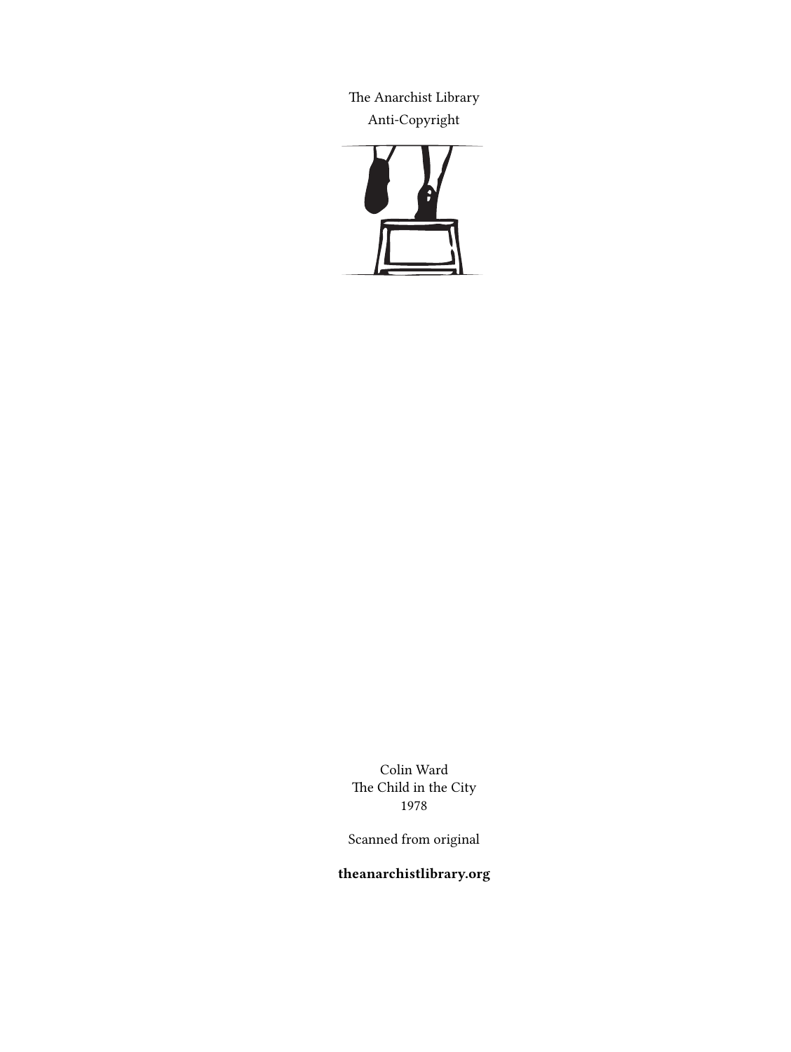The Anarchist Library
Anti-Copyright

Colin Ward
The Child in the City
1978

Scanned from original

**theanarchistlibrary.org**